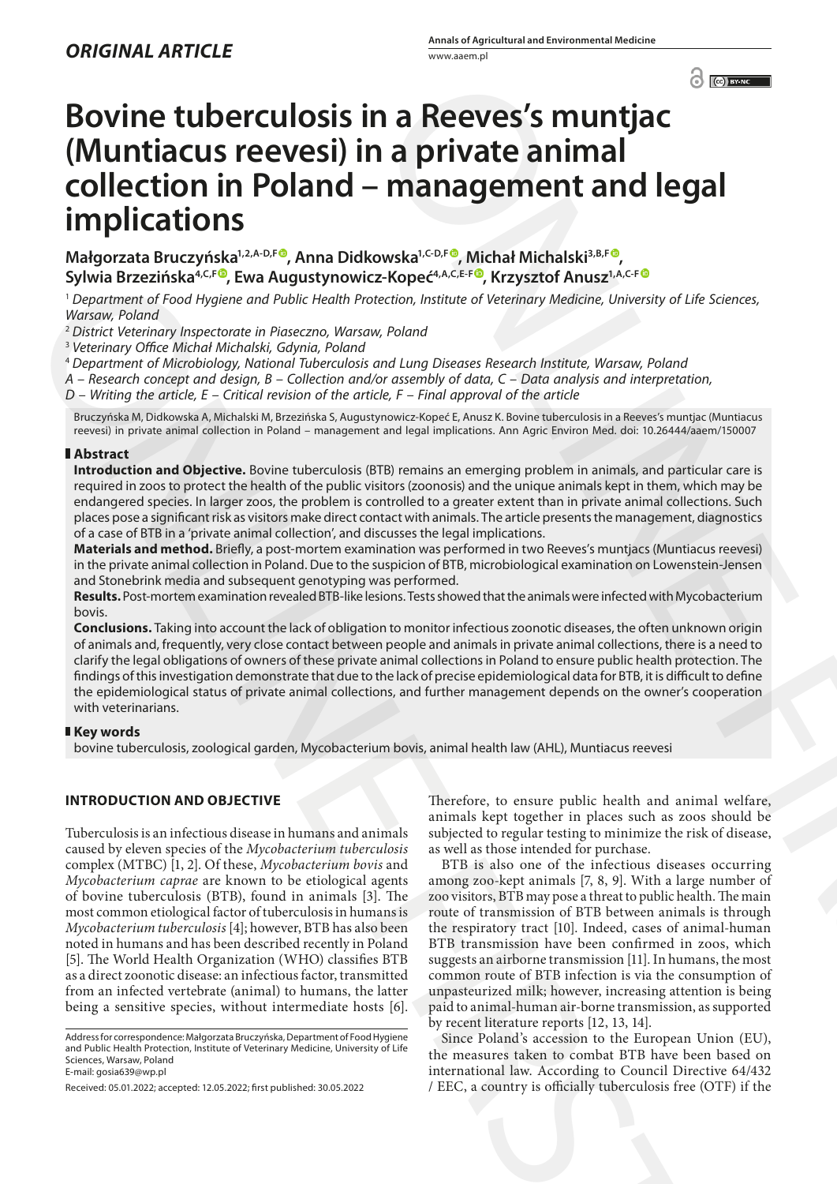*ORIGINAL ARTICLE*

# Bovine tuberculosis in a Reeves's muntjac (Muntiacus reevesi) in a private animal collection in Poland – management and legal implications

**Małgorzata Bruczyńska[1,2,A-D,F], Anna Didkowska[1,C-D,F], Michał Michalski[3,B,F], Sylwia Brzezińska[4,C,F], Ewa Augustynowicz-Kopeć[4,A,C,E-F], Krzysztof Anusz[1,A,C-F]**

[1] *Department of Food Hygiene and Public Health Protection, Institute of Veterinary Medicine, University of Life Sciences, Warsaw, Poland*
[2] *District Veterinary Inspectorate in Piaseczno, Warsaw, Poland*
[3] *Veterinary Office Michał Michalski, Gdynia, Poland*
[4] *Department of Microbiology, National Tuberculosis and Lung Diseases Research Institute, Warsaw, Poland*
*A – Research concept and design, B – Collection and/or assembly of data, C – Data analysis and interpretation, D – Writing the article, E – Critical revision of the article, F – Final approval of the article*

Bruczyńska M, Didkowska A, Michalski M, Brzezińska S, Augustynowicz-Kopeć E, Anusz K. Bovine tuberculosis in a Reeves's muntjac (Muntiacus reevesi) in private animal collection in Poland – management and legal implications. Ann Agric Environ Med. doi: 10.26444/aaem/150007

## Abstract

**Introduction and Objective.** Bovine tuberculosis (BTB) remains an emerging problem in animals, and particular care is required in zoos to protect the health of the public visitors (zoonosis) and the unique animals kept in them, which may be endangered species. In larger zoos, the problem is controlled to a greater extent than in private animal collections. Such places pose a significant risk as visitors make direct contact with animals. The article presents the management, diagnostics of a case of BTB in a 'private animal collection', and discusses the legal implications.

**Materials and method.** Briefly, a post-mortem examination was performed in two Reeves's muntjacs (Muntiacus reevesi) in the private animal collection in Poland. Due to the suspicion of BTB, microbiological examination on Lowenstein-Jensen and Stonebrink media and subsequent genotyping was performed.

**Results.** Post-mortem examination revealed BTB-like lesions. Tests showed that the animals were infected with Mycobacterium bovis.

**Conclusions.** Taking into account the lack of obligation to monitor infectious zoonotic diseases, the often unknown origin of animals and, frequently, very close contact between people and animals in private animal collections, there is a need to clarify the legal obligations of owners of these private animal collections in Poland to ensure public health protection. The findings of this investigation demonstrate that due to the lack of precise epidemiological data for BTB, it is difficult to define the epidemiological status of private animal collections, and further management depends on the owner's cooperation with veterinarians.

## Key words

bovine tuberculosis, zoological garden, Mycobacterium bovis, animal health law (AHL), Muntiacus reevesi

## INTRODUCTION AND OBJECTIVE

Tuberculosis is an infectious disease in humans and animals caused by eleven species of the *Mycobacterium tuberculosis* complex (MTBC) [1, 2]. Of these, *Mycobacterium bovis* and *Mycobacterium caprae* are known to be etiological agents of bovine tuberculosis (BTB), found in animals [3]. The most common etiological factor of tuberculosis in humans is *Mycobacterium tuberculosis* [4]; however, BTB has also been noted in humans and has been described recently in Poland [5]. The World Health Organization (WHO) classifies BTB as a direct zoonotic disease: an infectious factor, transmitted from an infected vertebrate (animal) to humans, the latter being a sensitive species, without intermediate hosts [6]. Therefore, to ensure public health and animal welfare, animals kept together in places such as zoos should be subjected to regular testing to minimize the risk of disease, as well as those intended for purchase.

BTB is also one of the infectious diseases occurring among zoo-kept animals [7, 8, 9]. With a large number of zoo visitors, BTB may pose a threat to public health. The main route of transmission of BTB between animals is through the respiratory tract [10]. Indeed, cases of animal-human BTB transmission have been confirmed in zoos, which suggests an airborne transmission [11]. In humans, the most common route of BTB infection is via the consumption of unpasteurized milk; however, increasing attention is being paid to animal-human air-borne transmission, as supported by recent literature reports [12, 13, 14].

Since Poland's accession to the European Union (EU), the measures taken to combat BTB have been based on international law. According to Council Directive 64/432 / EEC, a country is officially tuberculosis free (OTF) if the

Address for correspondence: Małgorzata Bruczyńska, Department of Food Hygiene and Public Health Protection, Institute of Veterinary Medicine, University of Life Sciences, Warsaw, Poland
E-mail: gosia639@wp.pl

Received: 05.01.2022; accepted: 12.05.2022; first published: 30.05.2022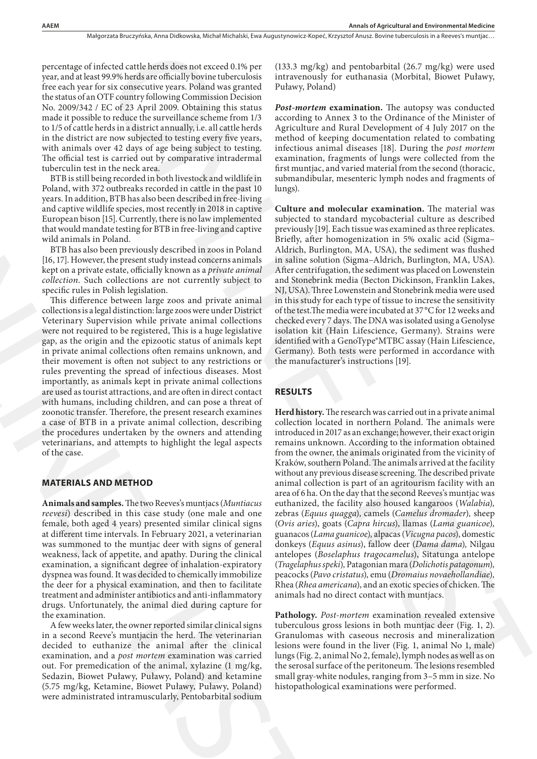percentage of infected cattle herds does not exceed 0.1% per year, and at least 99.9% herds are officially bovine tuberculosis free each year for six consecutive years. Poland was granted the status of an OTF country following Commission Decision No. 2009/342 / EC of 23 April 2009. Obtaining this status made it possible to reduce the surveillance scheme from 1/3 to 1/5 of cattle herds in a district annually, i.e. all cattle herds in the district are now subjected to testing every five years, with animals over 42 days of age being subject to testing. The official test is carried out by comparative intradermal tuberculin test in the neck area.

BTB is still being recorded in both livestock and wildlife in Poland, with 372 outbreaks recorded in cattle in the past 10 years. In addition, BTB has also been described in free-living and captive wildlife species, most recently in 2018 in captive European bison [15]. Currently, there is no law implemented that would mandate testing for BTB in free-living and captive wild animals in Poland.

BTB has also been previously described in zoos in Poland [16, 17]. However, the present study instead concerns animals kept on a private estate, officially known as a *private animal collection*. Such collections are not currently subject to specific rules in Polish legislation.

This difference between large zoos and private animal collections is a legal distinction: large zoos were under District Veterinary Supervision while private animal collections were not required to be registered, This is a huge legislative gap, as the origin and the epizootic status of animals kept in private animal collections often remains unknown, and their movement is often not subject to any restrictions or rules preventing the spread of infectious diseases. Most importantly, as animals kept in private animal collections are used as tourist attractions, and are often in direct contact with humans, including children, and can pose a threat of zoonotic transfer. Therefore, the present research examines a case of BTB in a private animal collection, describing the procedures undertaken by the owners and attending veterinarians, and attempts to highlight the legal aspects of the case.

## MATERIALS AND METHOD

**Animals and samples.** The two Reeves's muntjacs (*Muntiacus reevesi*) described in this case study (one male and one female, both aged 4 years) presented similar clinical signs at different time intervals. In February 2021, a veterinarian was summoned to the muntjac deer with signs of general weakness, lack of appetite, and apathy. During the clinical examination, a significant degree of inhalation-expiratory dyspnea was found. It was decided to chemically immobilize the deer for a physical examination, and then to facilitate treatment and administer antibiotics and anti-inflammatory drugs. Unfortunately, the animal died during capture for the examination.

A few weeks later, the owner reported similar clinical signs in a second Reeve's muntjacin the herd. The veterinarian decided to euthanize the animal after the clinical examination, and a *post mortem* examination was carried out. For premedication of the animal, xylazine (1 mg/kg, Sedazin, Biowet Puławy, Puławy, Poland) and ketamine (5.75 mg/kg, Ketamine, Biowet Puławy, Puławy, Poland) were administrated intramuscularly, Pentobarbital sodium (133.3 mg/kg) and pentobarbital (26.7 mg/kg) were used intravenously for euthanasia (Morbital, Biowet Puławy, Puławy, Poland)

***Post-mortem* examination.** The autopsy was conducted according to Annex 3 to the Ordinance of the Minister of Agriculture and Rural Development of 4 July 2017 on the method of keeping documentation related to combating infectious animal diseases [18]. During the *post mortem* examination, fragments of lungs were collected from the first muntjac, and varied material from the second (thoracic, submandibular, mesenteric lymph nodes and fragments of lungs).

**Culture and molecular examination.** The material was subjected to standard mycobacterial culture as described previously [19]. Each tissue was examined as three replicates. Briefly, after homogenization in 5% oxalic acid (Sigma–Aldrich, Burlington, MA, USA), the sediment was flushed in saline solution (Sigma–Aldrich, Burlington, MA, USA). After centrifugation, the sediment was placed on Lowenstein and Stonebrink media (Becton Dickinson, Franklin Lakes, NJ, USA). Three Lowenstein and Stonebrink media were used in this study for each type of tissue to increse the sensitivity of the test.The media were incubated at 37 °C for 12 weeks and checked every 7 days. The DNA was isolated using a Genolyse isolation kit (Hain Lifescience, Germany). Strains were identified with a GenoType®MTBC assay (Hain Lifescience, Germany). Both tests were performed in accordance with the manufacturer's instructions [19].

## RESULTS

**Herd history.** The research was carried out in a private animal collection located in northern Poland. The animals were introduced in 2017 as an exchange; however, their exact origin remains unknown. According to the information obtained from the owner, the animals originated from the vicinity of Kraków, southern Poland. The animals arrived at the facility without any previous disease screening. The described private animal collection is part of an agritourism facility with an area of 6 ha. On the day that the second Reeves's muntjac was euthanized, the facility also housed kangaroos (*Walabia*), zebras (*Equus quagga*), camels (*Camelus dromader*), sheep (*Ovis aries*), goats (*Capra hircus*), llamas (*Lama guanicoe*), guanacos (*Lama guanicoe*), alpacas (*Vicugna pacos*), domestic donkeys (*Equus asinus*), fallow deer (*Dama dama*), Nilgau antelopes (*Boselaphus tragocamelus*), Sitatunga antelope (*Tragelaphus speki*), Patagonian mara (*Dolichotis patagonum*), peacocks (*Pavo cristatus*), emu (*Dromaius novaehollandiae*), Rhea (*Rhea americana*), and an exotic species of chicken. The animals had no direct contact with muntjacs.

**Pathology.** *Post-mortem* examination revealed extensive tuberculous gross lesions in both muntjac deer (Fig. 1, 2). Granulomas with caseous necrosis and mineralization lesions were found in the liver (Fig. 1, animal No 1, male) lungs (Fig. 2, animal No 2, female), lymph nodes as well as on the serosal surface of the peritoneum. The lesions resembled small gray-white nodules, ranging from 3–5 mm in size. No histopathological examinations were performed.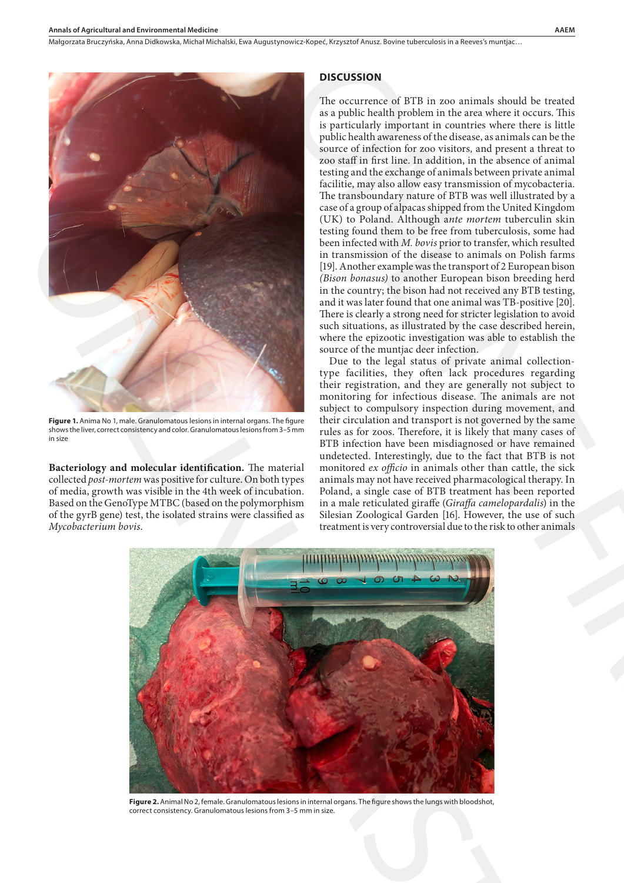Figure 1. Anima No 1, male. Granulomatous lesions in internal organs. The figure shows the liver, correct consistency and color. Granulomatous lesions from 3–5 mm in size

**Bacteriology and molecular identification.** The material collected *post-mortem* was positive for culture. On both types of media, growth was visible in the 4th week of incubation. Based on the GenoType MTBC (based on the polymorphism of the gyrB gene) test, the isolated strains were classified as *Mycobacterium bovis*.

## DISCUSSION

The occurrence of BTB in zoo animals should be treated as a public health problem in the area where it occurs. This is particularly important in countries where there is little public health awareness of the disease, as animals can be the source of infection for zoo visitors, and present a threat to zoo staff in first line. In addition, in the absence of animal testing and the exchange of animals between private animal facilitie, may also allow easy transmission of mycobacteria. The transboundary nature of BTB was well illustrated by a case of a group of alpacas shipped from the United Kingdom (UK) to Poland. Although a*nte mortem* tuberculin skin testing found them to be free from tuberculosis, some had been infected with *M. bovis* prior to transfer, which resulted in transmission of the disease to animals on Polish farms [19]. Another example was the transport of 2 European bison *(Bison bonasus)* to another European bison breeding herd in the country; the bison had not received any BTB testing, and it was later found that one animal was TB-positive [20]. There is clearly a strong need for stricter legislation to avoid such situations, as illustrated by the case described herein, where the epizootic investigation was able to establish the source of the muntjac deer infection.

Due to the legal status of private animal collection-type facilities, they often lack procedures regarding their registration, and they are generally not subject to monitoring for infectious disease. The animals are not subject to compulsory inspection during movement, and their circulation and transport is not governed by the same rules as for zoos. Therefore, it is likely that many cases of BTB infection have been misdiagnosed or have remained undetected. Interestingly, due to the fact that BTB is not monitored *ex officio* in animals other than cattle, the sick animals may not have received pharmacological therapy. In Poland, a single case of BTB treatment has been reported in a male reticulated giraffe (*Giraffa camelopardalis*) in the Silesian Zoological Garden [16]. However, the use of such treatment is very controversial due to the risk to other animals

Figure 2. Animal No 2, female. Granulomatous lesions in internal organs. The figure shows the lungs with bloodshot, correct consistency. Granulomatous lesions from 3–5 mm in size.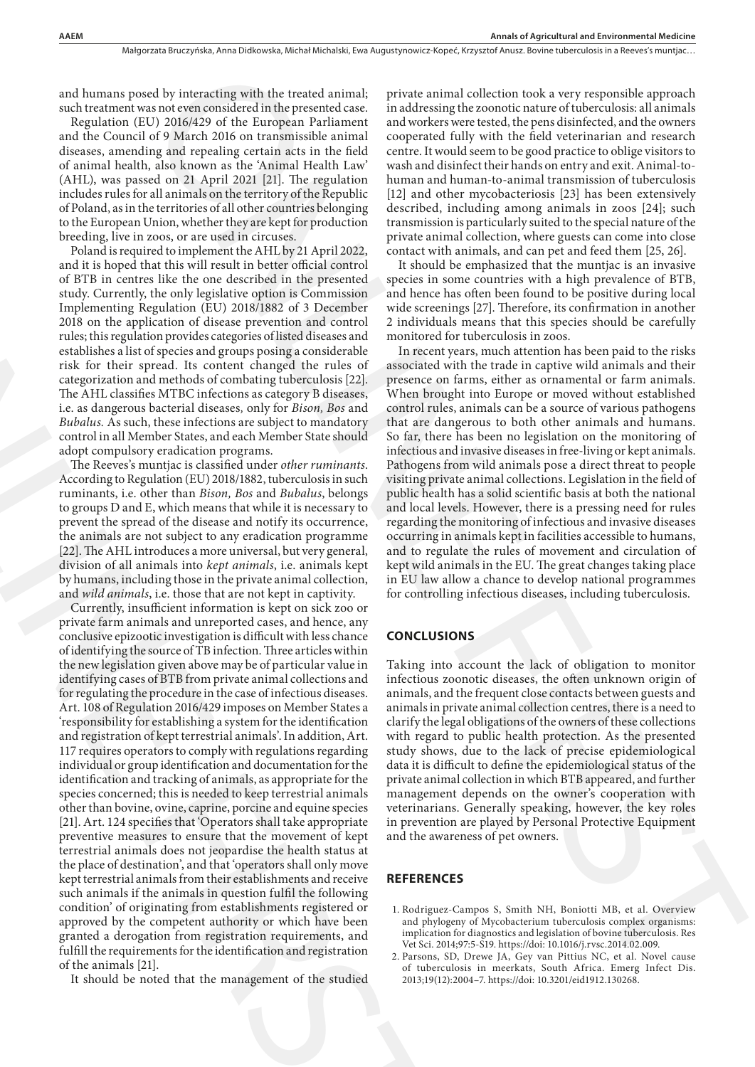and humans posed by interacting with the treated animal; such treatment was not even considered in the presented case.

Regulation (EU) 2016/429 of the European Parliament and the Council of 9 March 2016 on transmissible animal diseases, amending and repealing certain acts in the field of animal health, also known as the 'Animal Health Law' (AHL), was passed on 21 April 2021 [21]. The regulation includes rules for all animals on the territory of the Republic of Poland, as in the territories of all other countries belonging to the European Union, whether they are kept for production breeding, live in zoos, or are used in circuses.

Poland is required to implement the AHL by 21 April 2022, and it is hoped that this will result in better official control of BTB in centres like the one described in the presented study. Currently, the only legislative option is Commission Implementing Regulation (EU) 2018/1882 of 3 December 2018 on the application of disease prevention and control rules; this regulation provides categories of listed diseases and establishes a list of species and groups posing a considerable risk for their spread. Its content changed the rules of categorization and methods of combating tuberculosis [22]. The AHL classifies MTBC infections as category B diseases, i.e. as dangerous bacterial diseases, only for *Bison, Bos* and *Bubalus.* As such, these infections are subject to mandatory control in all Member States, and each Member State should adopt compulsory eradication programs.

The Reeves's muntjac is classified under *other ruminants*. According to Regulation (EU) 2018/1882, tuberculosis in such ruminants, i.e. other than *Bison, Bos* and *Bubalus*, belongs to groups D and E, which means that while it is necessary to prevent the spread of the disease and notify its occurrence, the animals are not subject to any eradication programme [22]. The AHL introduces a more universal, but very general, division of all animals into *kept animals*, i.e. animals kept by humans, including those in the private animal collection, and *wild animals*, i.e. those that are not kept in captivity.

Currently, insufficient information is kept on sick zoo or private farm animals and unreported cases, and hence, any conclusive epizootic investigation is difficult with less chance of identifying the source of TB infection. Three articles within the new legislation given above may be of particular value in identifying cases of BTB from private animal collections and for regulating the procedure in the case of infectious diseases. Art. 108 of Regulation 2016/429 imposes on Member States a 'responsibility for establishing a system for the identification and registration of kept terrestrial animals'. In addition, Art. 117 requires operators to comply with regulations regarding individual or group identification and documentation for the identification and tracking of animals, as appropriate for the species concerned; this is needed to keep terrestrial animals other than bovine, ovine, caprine, porcine and equine species [21]. Art. 124 specifies that 'Operators shall take appropriate preventive measures to ensure that the movement of kept terrestrial animals does not jeopardise the health status at the place of destination', and that 'operators shall only move kept terrestrial animals from their establishments and receive such animals if the animals in question fulfil the following condition' of originating from establishments registered or approved by the competent authority or which have been granted a derogation from registration requirements, and fulfill the requirements for the identification and registration of the animals [21].

It should be noted that the management of the studied private animal collection took a very responsible approach in addressing the zoonotic nature of tuberculosis: all animals and workers were tested, the pens disinfected, and the owners cooperated fully with the field veterinarian and research centre. It would seem to be good practice to oblige visitors to wash and disinfect their hands on entry and exit. Animal-to-human and human-to-animal transmission of tuberculosis [12] and other mycobacteriosis [23] has been extensively described, including among animals in zoos [24]; such transmission is particularly suited to the special nature of the private animal collection, where guests can come into close contact with animals, and can pet and feed them [25, 26].

It should be emphasized that the muntjac is an invasive species in some countries with a high prevalence of BTB, and hence has often been found to be positive during local wide screenings [27]. Therefore, its confirmation in another 2 individuals means that this species should be carefully monitored for tuberculosis in zoos.

In recent years, much attention has been paid to the risks associated with the trade in captive wild animals and their presence on farms, either as ornamental or farm animals. When brought into Europe or moved without established control rules, animals can be a source of various pathogens that are dangerous to both other animals and humans. So far, there has been no legislation on the monitoring of infectious and invasive diseases in free-living or kept animals. Pathogens from wild animals pose a direct threat to people visiting private animal collections. Legislation in the field of public health has a solid scientific basis at both the national and local levels. However, there is a pressing need for rules regarding the monitoring of infectious and invasive diseases occurring in animals kept in facilities accessible to humans, and to regulate the rules of movement and circulation of kept wild animals in the EU. The great changes taking place in EU law allow a chance to develop national programmes for controlling infectious diseases, including tuberculosis.

## CONCLUSIONS

Taking into account the lack of obligation to monitor infectious zoonotic diseases, the often unknown origin of animals, and the frequent close contacts between guests and animals in private animal collection centres, there is a need to clarify the legal obligations of the owners of these collections with regard to public health protection. As the presented study shows, due to the lack of precise epidemiological data it is difficult to define the epidemiological status of the private animal collection in which BTB appeared, and further management depends on the owner's cooperation with veterinarians. Generally speaking, however, the key roles in prevention are played by Personal Protective Equipment and the awareness of pet owners.

## REFERENCES

1. Rodriguez-Campos S, Smith NH, Boniotti MB, et al. Overview and phylogeny of Mycobacterium tuberculosis complex organisms: implication for diagnostics and legislation of bovine tuberculosis. Res Vet Sci. 2014;97:5–S19. https://doi: 10.1016/j.rvsc.2014.02.009.
2. Parsons, SD, Drewe JA, Gey van Pittius NC, et al. Novel cause of tuberculosis in meerkats, South Africa. Emerg Infect Dis. 2013;19(12):2004–7. https://doi: 10.3201/eid1912.130268.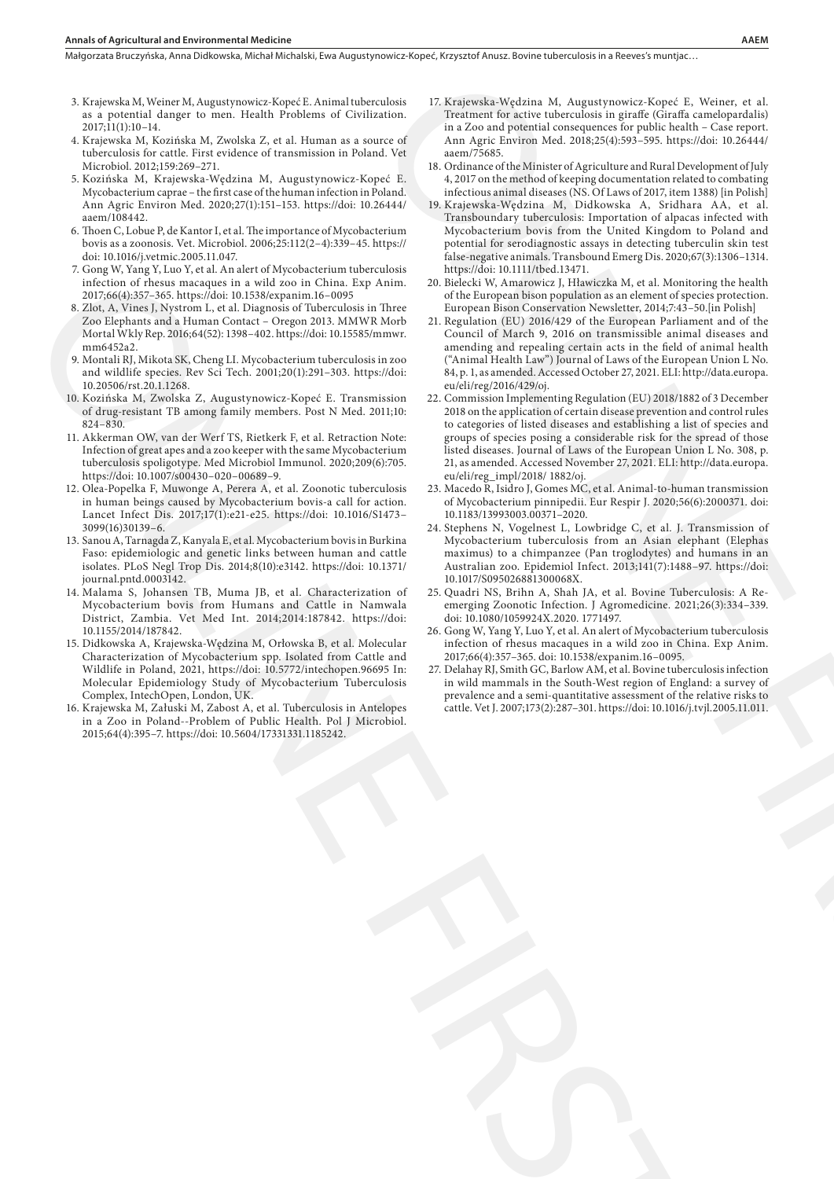3. Krajewska M, Weiner M, Augustynowicz-Kopeć E. Animal tuberculosis as a potential danger to men. Health Problems of Civilization. 2017;11(1):10–14.
4. Krajewska M, Kozińska M, Zwolska Z, et al. Human as a source of tuberculosis for cattle. First evidence of transmission in Poland. Vet Microbiol. 2012;159:269–271.
5. Kozińska M, Krajewska-Wędzina M, Augustynowicz-Kopeć E. Mycobacterium caprae – the first case of the human infection in Poland. Ann Agric Environ Med. 2020;27(1):151–153. https://doi: 10.26444/aaem/108442.
6. Thoen C, Lobue P, de Kantor I, et al. The importance of Mycobacterium bovis as a zoonosis. Vet. Microbiol. 2006;25:112(2–4):339–45. https://doi: 10.1016/j.vetmic.2005.11.047.
7. Gong W, Yang Y, Luo Y, et al. An alert of Mycobacterium tuberculosis infection of rhesus macaques in a wild zoo in China. Exp Anim. 2017;66(4):357–365. https://doi: 10.1538/expanim.16–0095
8. Zlot, A, Vines J, Nystrom L, et al. Diagnosis of Tuberculosis in Three Zoo Elephants and a Human Contact – Oregon 2013. MMWR Morb Mortal Wkly Rep. 2016;64(52): 1398–402. https://doi: 10.15585/mmwr.mm6452a2.
9. Montali RJ, Mikota SK, Cheng LI. Mycobacterium tuberculosis in zoo and wildlife species. Rev Sci Tech. 2001;20(1):291–303. https://doi: 10.20506/rst.20.1.1268.
10. Kozińska M, Zwolska Z, Augustynowicz-Kopeć E. Transmission of drug-resistant TB among family members. Post N Med. 2011;10: 824–830.
11. Akkerman OW, van der Werf TS, Rietkerk F, et al. Retraction Note: Infection of great apes and a zoo keeper with the same Mycobacterium tuberculosis spoligotype. Med Microbiol Immunol. 2020;209(6):705. https://doi: 10.1007/s00430–020–00689–9.
12. Olea-Popelka F, Muwonge A, Perera A, et al. Zoonotic tuberculosis in human beings caused by Mycobacterium bovis-a call for action. Lancet Infect Dis. 2017;17(1):e21-e25. https://doi: 10.1016/S1473–3099(16)30139–6.
13. Sanou A, Tarnagda Z, Kanyala E, et al. Mycobacterium bovis in Burkina Faso: epidemiologic and genetic links between human and cattle isolates. PLoS Negl Trop Dis. 2014;8(10):e3142. https://doi: 10.1371/journal.pntd.0003142.
14. Malama S, Johansen TB, Muma JB, et al. Characterization of Mycobacterium bovis from Humans and Cattle in Namwala District, Zambia. Vet Med Int. 2014;2014:187842. https://doi: 10.1155/2014/187842.
15. Didkowska A, Krajewska-Wędzina M, Orłowska B, et al. Molecular Characterization of Mycobacterium spp. Isolated from Cattle and Wildlife in Poland, 2021, https://doi: 10.5772/intechopen.96695 In: Molecular Epidemiology Study of Mycobacterium Tuberculosis Complex, IntechOpen, London, UK.
16. Krajewska M, Załuski M, Zabost A, et al. Tuberculosis in Antelopes in a Zoo in Poland--Problem of Public Health. Pol J Microbiol. 2015;64(4):395–7. https://doi: 10.5604/17331331.1185242.
17. Krajewska-Wędzina M, Augustynowicz-Kopeć E, Weiner, et al. Treatment for active tuberculosis in giraffe (Giraffa camelopardalis) in a Zoo and potential consequences for public health – Case report. Ann Agric Environ Med. 2018;25(4):593–595. https://doi: 10.26444/aaem/75685.
18. Ordinance of the Minister of Agriculture and Rural Development of July 4, 2017 on the method of keeping documentation related to combating infectious animal diseases (NS. Of Laws of 2017, item 1388) [in Polish]
19. Krajewska-Wędzina M, Didkowska A, Sridhara AA, et al. Transboundary tuberculosis: Importation of alpacas infected with Mycobacterium bovis from the United Kingdom to Poland and potential for serodiagnostic assays in detecting tuberculin skin test false-negative animals. Transbound Emerg Dis. 2020;67(3):1306–1314. https://doi: 10.1111/tbed.13471.
20. Bielecki W, Amarowicz J, Hławiczka M, et al. Monitoring the health of the European bison population as an element of species protection. European Bison Conservation Newsletter, 2014;7:43–50.[in Polish]
21. Regulation (EU) 2016/429 of the European Parliament and of the Council of March 9, 2016 on transmissible animal diseases and amending and repealing certain acts in the field of animal health ("Animal Health Law") Journal of Laws of the European Union L No. 84, p. 1, as amended. Accessed October 27, 2021. ELI: http://data.europa.eu/eli/reg/2016/429/oj.
22. Commission Implementing Regulation (EU) 2018/1882 of 3 December 2018 on the application of certain disease prevention and control rules to categories of listed diseases and establishing a list of species and groups of species posing a considerable risk for the spread of those listed diseases. Journal of Laws of the European Union L No. 308, p. 21, as amended. Accessed November 27, 2021. ELI: http://data.europa.eu/eli/reg_impl/2018/ 1882/oj.
23. Macedo R, Isidro J, Gomes MC, et al. Animal-to-human transmission of Mycobacterium pinnipedii. Eur Respir J. 2020;56(6):2000371. doi: 10.1183/13993003.00371–2020.
24. Stephens N, Vogelnest L, Lowbridge C, et al. J. Transmission of Mycobacterium tuberculosis from an Asian elephant (Elephas maximus) to a chimpanzee (Pan troglodytes) and humans in an Australian zoo. Epidemiol Infect. 2013;141(7):1488–97. https://doi: 10.1017/S095026881300068X.
25. Quadri NS, Brihn A, Shah JA, et al. Bovine Tuberculosis: A Re-emerging Zoonotic Infection. J Agromedicine. 2021;26(3):334–339. doi: 10.1080/1059924X.2020. 1771497.
26. Gong W, Yang Y, Luo Y, et al. An alert of Mycobacterium tuberculosis infection of rhesus macaques in a wild zoo in China. Exp Anim. 2017;66(4):357–365. doi: 10.1538/expanim.16–0095.
27. Delahay RJ, Smith GC, Barlow AM, et al. Bovine tuberculosis infection in wild mammals in the South-West region of England: a survey of prevalence and a semi-quantitative assessment of the relative risks to cattle. Vet J. 2007;173(2):287–301. https://doi: 10.1016/j.tvjl.2005.11.011.